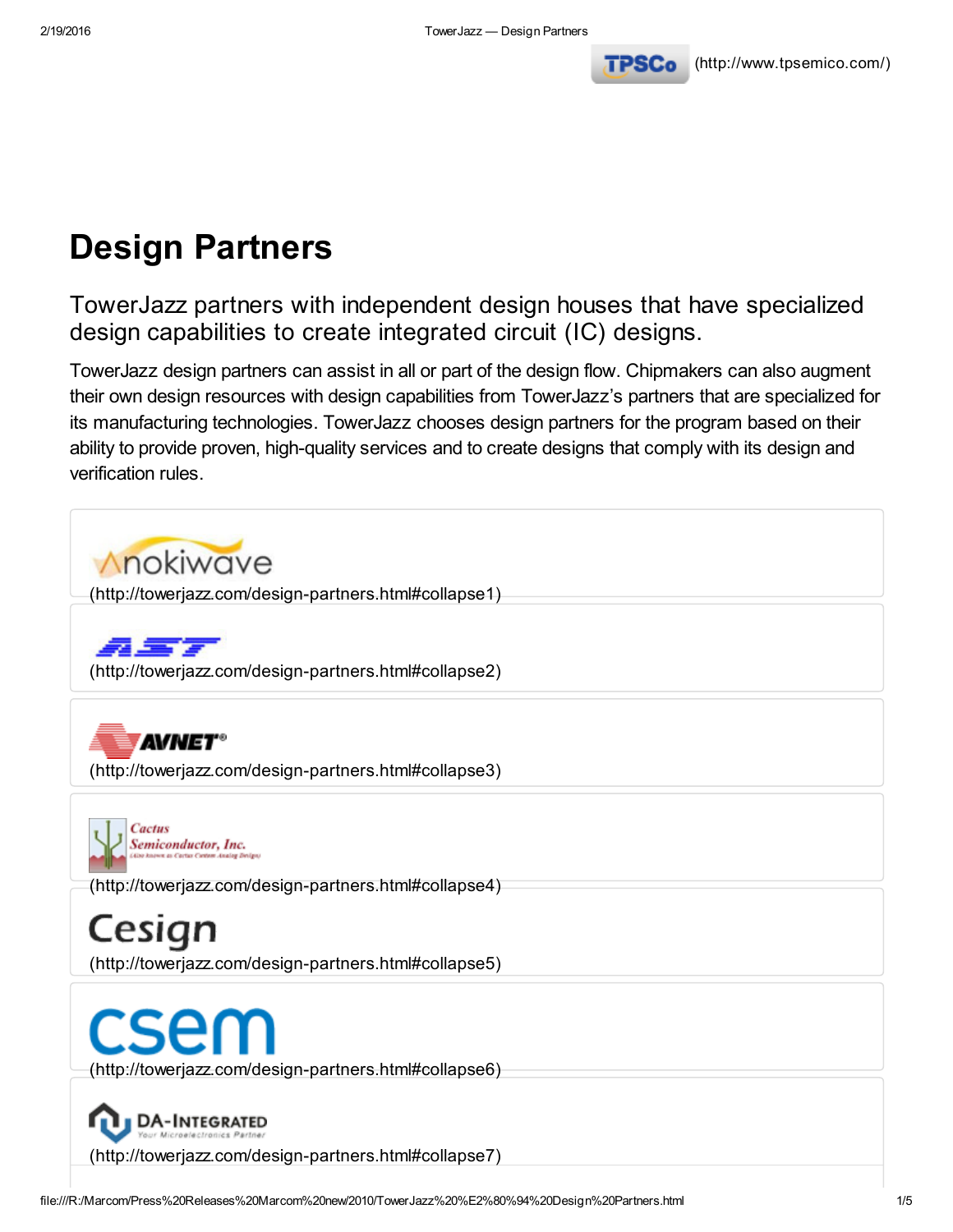(http://www.tpsemico.com/)

# Design Partners

## TowerJazz partners with independent design houses that have specialized design capabilities to create integrated circuit (IC) designs.

TowerJazz design partners can assist in all or part of the design flow. Chipmakers can also augment their own design resources with design capabilities from TowerJazz's partners that are specialized for its manufacturing technologies. TowerJazz chooses design partners for the program based on their ability to provide proven, high-quality services and to create designs that comply with its design and verification rules.

(http://towerjazz.com/design-partners.html#collapse1)

(http://towerjazz.com/design-partners.html#collapse2)

(http://towerjazz.com/design-partners.html#collapse3)

(http://towerjazz.com/design-partners.html#collapse4)

(http://towerjazz.com/design-partners.html#collapse5)

(http://towerjazz.com/design-partners.html#collapse6)

(http://towerjazz.com/design-partners.html#collapse7)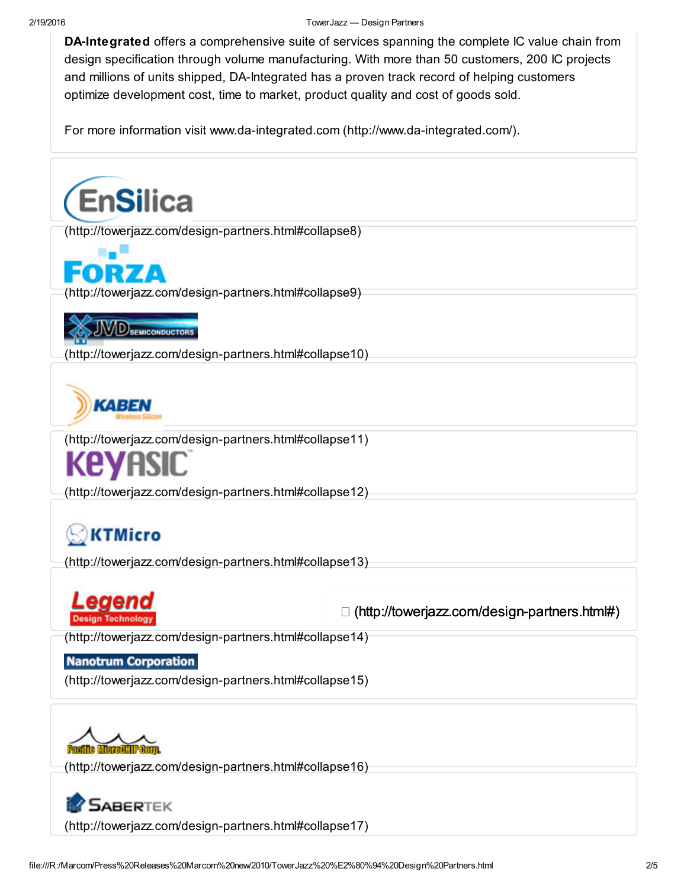**DA-Integrated** offers a comprehensive suite of services spanning the complete IC value chain from design specification through volume manufacturing. With more than 50 customers, 200 IC projects and millions of units shipped, DA-Integrated has a proven track record of helping customers optimize development cost, time to market, product quality and cost of goods sold.

For more information visit www.da-integrated.com (http://www.da-integrated.com/).

EnSilica
(http://towerjazz.com/design-partners.html#collapse8)

FORZA
(http://towerjazz.com/design-partners.html#collapse9)

JVD SEMICONDUCTORS
(http://towerjazz.com/design-partners.html#collapse10)

KABEN Wireless Silicon
(http://towerjazz.com/design-partners.html#collapse11)

KeyASIC
(http://towerjazz.com/design-partners.html#collapse12)

KTMicro
(http://towerjazz.com/design-partners.html#collapse13)

Legend Design Technology
(http://towerjazz.com/design-partners.html#collapse14)

(http://towerjazz.com/design-partners.html#)

Nanotrum Corporation
(http://towerjazz.com/design-partners.html#collapse15)

Pacific MicroCHIP Corp.
(http://towerjazz.com/design-partners.html#collapse16)

SABERTEK
(http://towerjazz.com/design-partners.html#collapse17)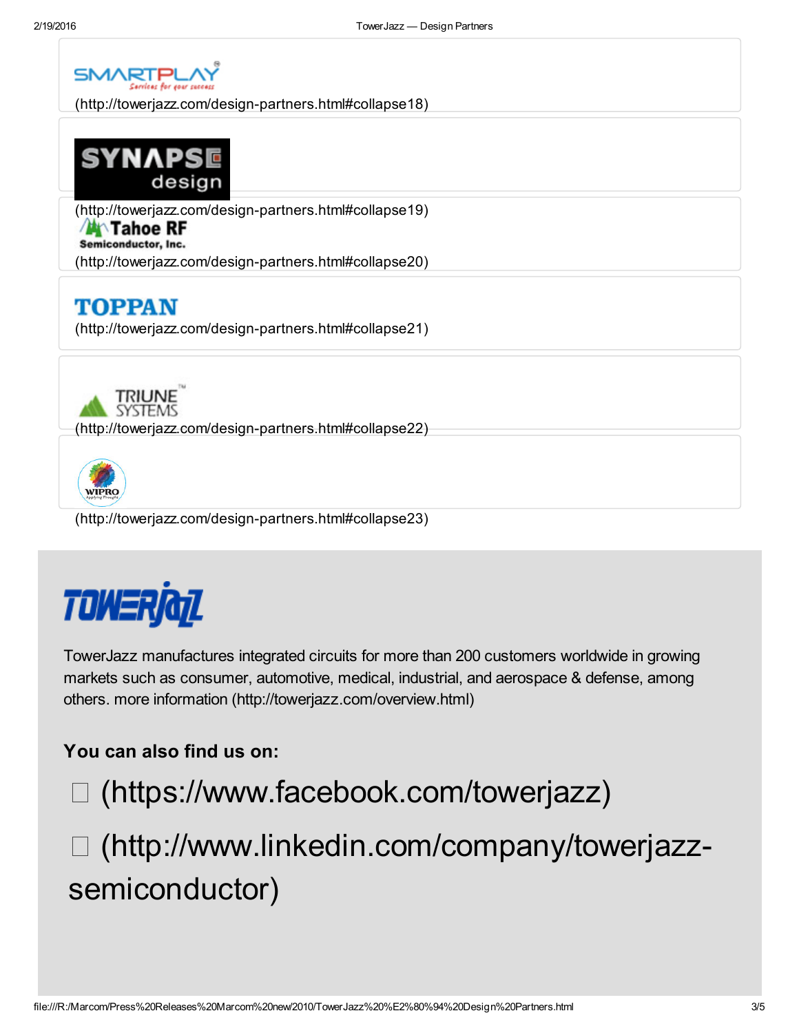SMARTPLAY Services for your success
(http://towerjazz.com/design-partners.html#collapse18)

SYNAPSE design
(http://towerjazz.com/design-partners.html#collapse19)

Tahoe RF Semiconductor, Inc.
(http://towerjazz.com/design-partners.html#collapse20)

TOPPAN
(http://towerjazz.com/design-partners.html#collapse21)

TRIUNE SYSTEMS
(http://towerjazz.com/design-partners.html#collapse22)

WIPRO
(http://towerjazz.com/design-partners.html#collapse23)

TOWERJAZZ

TowerJazz manufactures integrated circuits for more than 200 customers worldwide in growing markets such as consumer, automotive, medical, industrial, and aerospace & defense, among others. more information (http://towerjazz.com/overview.html)

**You can also find us on:**

- (https://www.facebook.com/towerjazz)
- (http://www.linkedin.com/company/towerjazz-semiconductor)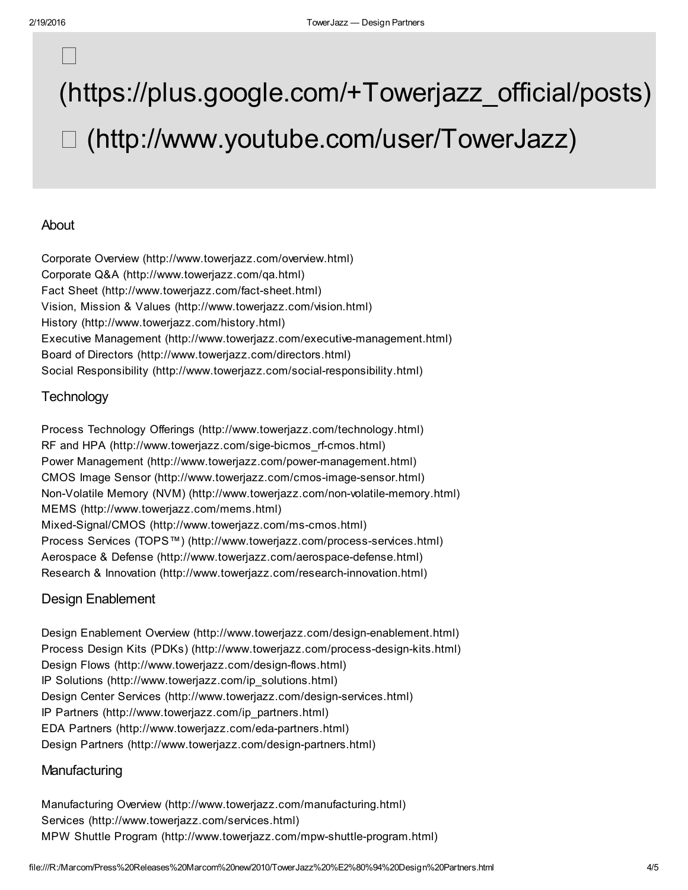(https://plus.google.com/+Towerjazz_official/posts)

(http://www.youtube.com/user/TowerJazz)

## About

Corporate Overview (http://www.towerjazz.com/overview.html)
Corporate Q&A (http://www.towerjazz.com/qa.html)
Fact Sheet (http://www.towerjazz.com/fact-sheet.html)
Vision, Mission & Values (http://www.towerjazz.com/vision.html)
History (http://www.towerjazz.com/history.html)
Executive Management (http://www.towerjazz.com/executive-management.html)
Board of Directors (http://www.towerjazz.com/directors.html)
Social Responsibility (http://www.towerjazz.com/social-responsibility.html)

## Technology

Process Technology Offerings (http://www.towerjazz.com/technology.html)
RF and HPA (http://www.towerjazz.com/sige-bicmos_rf-cmos.html)
Power Management (http://www.towerjazz.com/power-management.html)
CMOS Image Sensor (http://www.towerjazz.com/cmos-image-sensor.html)
Non-Volatile Memory (NVM) (http://www.towerjazz.com/non-volatile-memory.html)
MEMS (http://www.towerjazz.com/mems.html)
Mixed-Signal/CMOS (http://www.towerjazz.com/ms-cmos.html)
Process Services (TOPS™) (http://www.towerjazz.com/process-services.html)
Aerospace & Defense (http://www.towerjazz.com/aerospace-defense.html)
Research & Innovation (http://www.towerjazz.com/research-innovation.html)

## Design Enablement

Design Enablement Overview (http://www.towerjazz.com/design-enablement.html)
Process Design Kits (PDKs) (http://www.towerjazz.com/process-design-kits.html)
Design Flows (http://www.towerjazz.com/design-flows.html)
IP Solutions (http://www.towerjazz.com/ip_solutions.html)
Design Center Services (http://www.towerjazz.com/design-services.html)
IP Partners (http://www.towerjazz.com/ip_partners.html)
EDA Partners (http://www.towerjazz.com/eda-partners.html)
Design Partners (http://www.towerjazz.com/design-partners.html)

## Manufacturing

Manufacturing Overview (http://www.towerjazz.com/manufacturing.html)
Services (http://www.towerjazz.com/services.html)
MPW Shuttle Program (http://www.towerjazz.com/mpw-shuttle-program.html)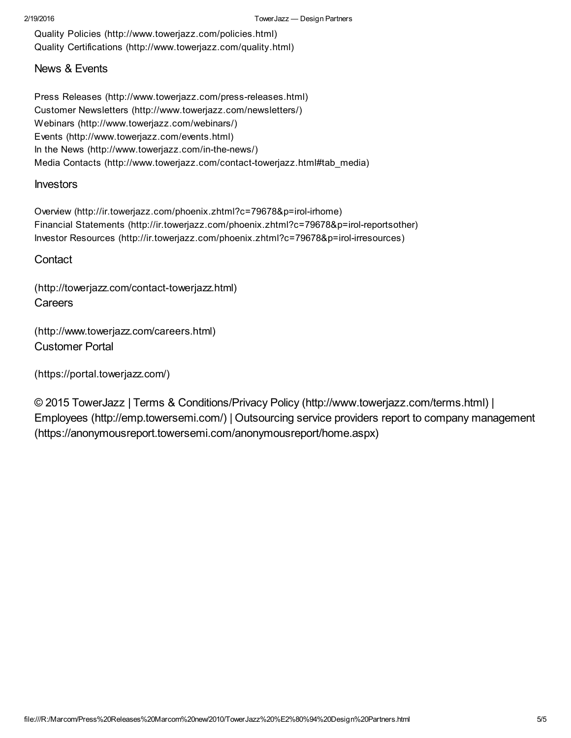Quality Policies (http://www.towerjazz.com/policies.html)
Quality Certifications (http://www.towerjazz.com/quality.html)

## News & Events

Press Releases (http://www.towerjazz.com/press-releases.html)
Customer Newsletters (http://www.towerjazz.com/newsletters/)
Webinars (http://www.towerjazz.com/webinars/)
Events (http://www.towerjazz.com/events.html)
In the News (http://www.towerjazz.com/in-the-news/)
Media Contacts (http://www.towerjazz.com/contact-towerjazz.html#tab_media)

## Investors

Overview (http://ir.towerjazz.com/phoenix.zhtml?c=79678&p=irol-irhome)
Financial Statements (http://ir.towerjazz.com/phoenix.zhtml?c=79678&p=irol-reportsother)
Investor Resources (http://ir.towerjazz.com/phoenix.zhtml?c=79678&p=irol-irresources)

## Contact

(http://towerjazz.com/contact-towerjazz.html)

## Careers

(http://www.towerjazz.com/careers.html)

## Customer Portal

(https://portal.towerjazz.com/)

© 2015 TowerJazz | Terms & Conditions/Privacy Policy (http://www.towerjazz.com/terms.html) | Employees (http://emp.towersemi.com/) | Outsourcing service providers report to company management (https://anonymousreport.towersemi.com/anonymousreport/home.aspx)